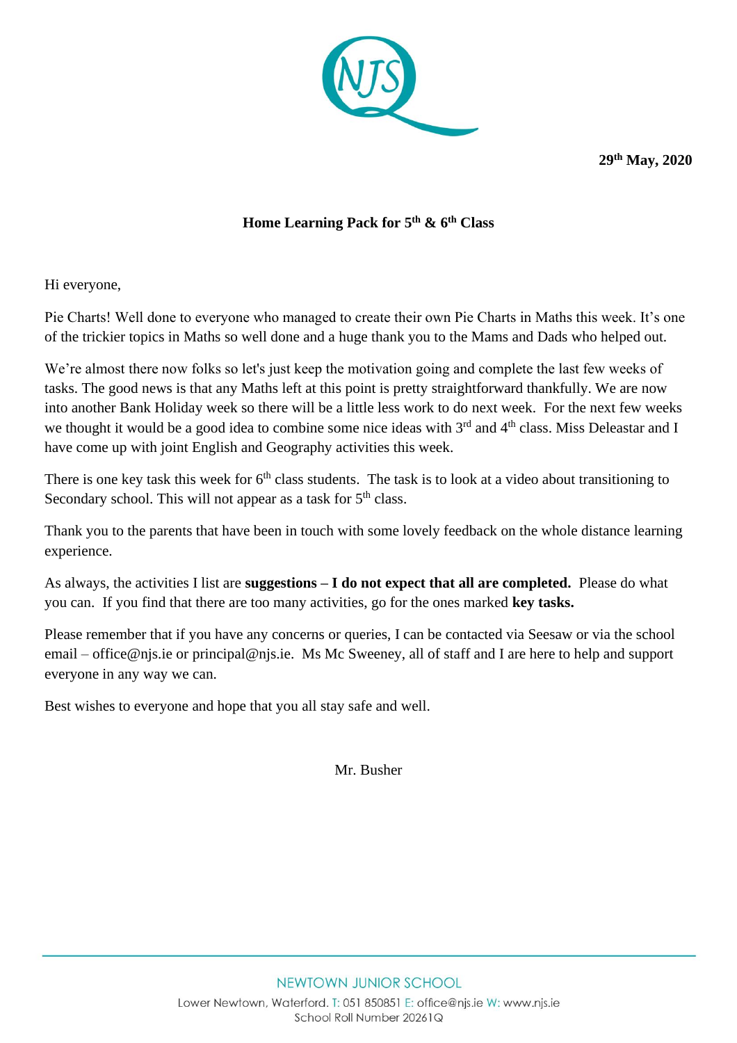**29th May, 2020**

**Home Learning Pack for 5th & 6th Class**

Hi everyone,

Pie Charts! Well done to everyone who managed to create their own Pie Charts in Maths this week. It's one of the trickier topics in Maths so well done and a huge thank you to the Mams and Dads who helped out.

We're almost there now folks so let's just keep the motivation going and complete the last few weeks of tasks. The good news is that any Maths left at this point is pretty straightforward thankfully. We are now into another Bank Holiday week so there will be a little less work to do next week. For the next few weeks we thought it would be a good idea to combine some nice ideas with 3rd and 4th class. Miss Deleastar and I have come up with joint English and Geography activities this week.

There is one key task this week for 6th class students. The task is to look at a video about transitioning to Secondary school. This will not appear as a task for 5th class.

Thank you to the parents that have been in touch with some lovely feedback on the whole distance learning experience.

As always, the activities I list are **suggestions – I do not expect that all are completed.** Please do what you can. If you find that there are too many activities, go for the ones marked **key tasks.**

Please remember that if you have any concerns or queries, I can be contacted via Seesaw or via the school email – office@njs.ie or principal@njs.ie. Ms Mc Sweeney, all of staff and I are here to help and support everyone in any way we can.

Best wishes to everyone and hope that you all stay safe and well.

Mr. Busher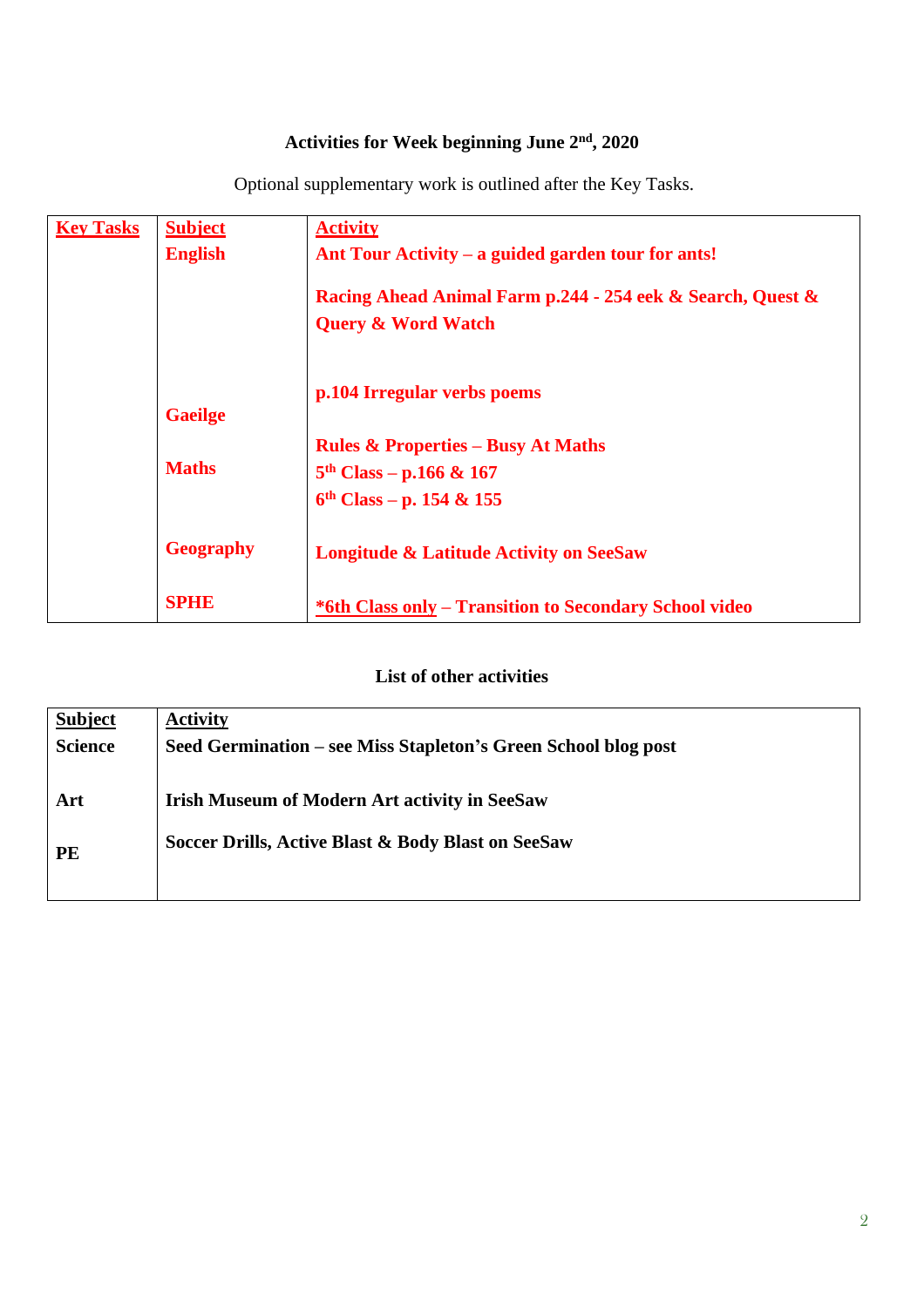**Activities for Week beginning June 2nd, 2020**

Optional supplementary work is outlined after the Key Tasks.

| Key Tasks | Subject | Activity |
|---|---|---|
| | English | Ant Tour Activity – a guided garden tour for ants!<br><br>Racing Ahead Animal Farm p.244 - 254 eek & Search, Quest & Query & Word Watch |
| | Gaeilge | p.104 Irregular verbs poems |
| | Maths | Rules & Properties – Busy At Maths<br>5th Class – p.166 & 167<br>6th Class – p. 154 & 155 |
| | Geography | Longitude & Latitude Activity on SeeSaw |
| | SPHE | *6th Class only – Transition to Secondary School video |

**List of other activities**

| Subject | Activity |
|---|---|
| Science | Seed Germination – see Miss Stapleton's Green School blog post |
| Art | Irish Museum of Modern Art activity in SeeSaw |
| PE | Soccer Drills, Active Blast & Body Blast on SeeSaw |